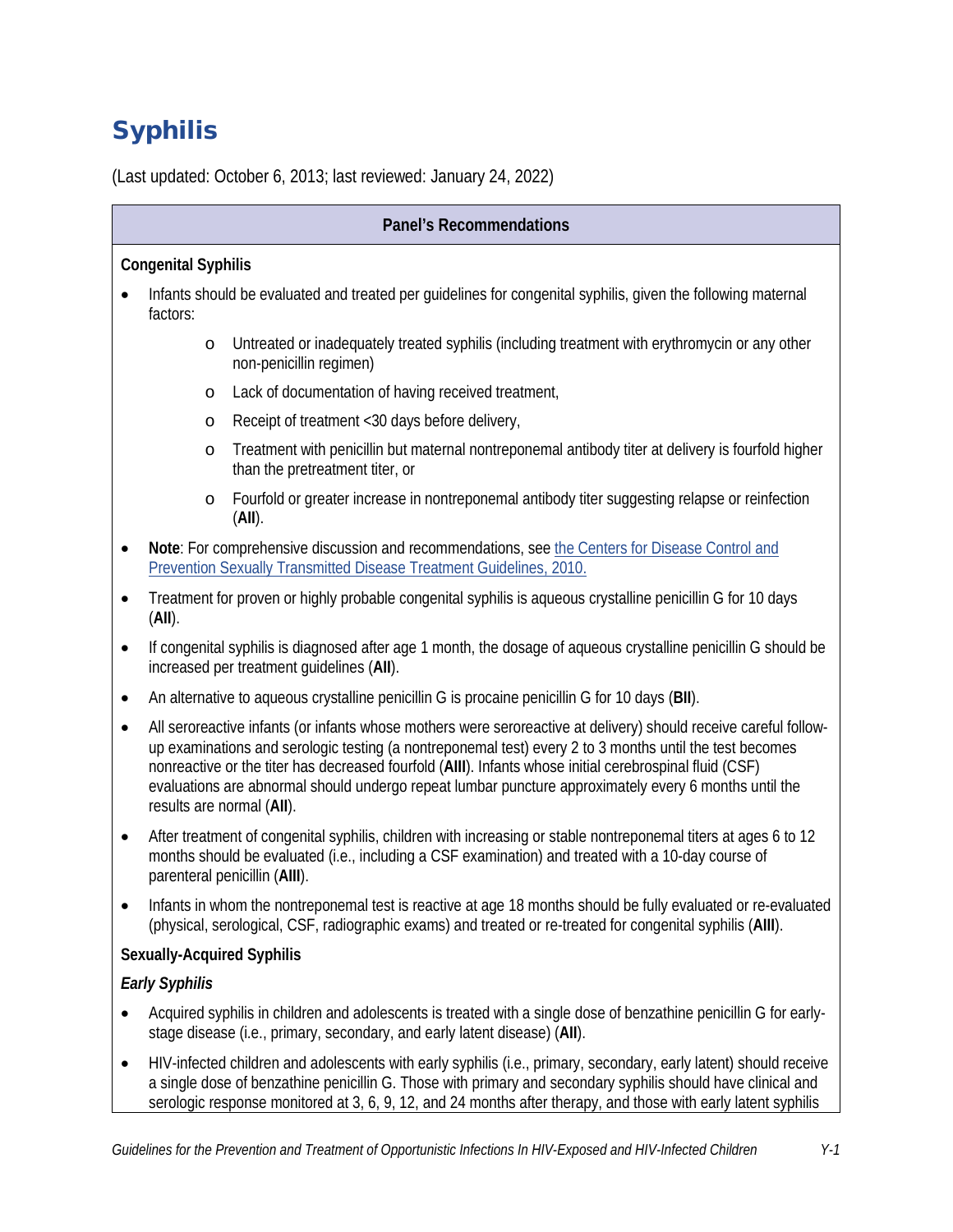# Syphilis

(Last updated: October 6, 2013; last reviewed: January 24, 2022)

**Panel's Recommendations**

**Congenital Syphilis**

- Infants should be evaluated and treated per guidelines for congenital syphilis, given the following maternal factors:
  - Untreated or inadequately treated syphilis (including treatment with erythromycin or any other non-penicillin regimen)
  - Lack of documentation of having received treatment,
  - Receipt of treatment <30 days before delivery,
  - Treatment with penicillin but maternal nontreponemal antibody titer at delivery is fourfold higher than the pretreatment titer, or
  - Fourfold or greater increase in nontreponemal antibody titer suggesting relapse or reinfection (**AII**).
- **Note**: For comprehensive discussion and recommendations, see [the Centers for Disease Control and Prevention Sexually Transmitted Disease Treatment Guidelines, 2010.]()
- Treatment for proven or highly probable congenital syphilis is aqueous crystalline penicillin G for 10 days (**AII**).
- If congenital syphilis is diagnosed after age 1 month, the dosage of aqueous crystalline penicillin G should be increased per treatment guidelines (**AII**).
- An alternative to aqueous crystalline penicillin G is procaine penicillin G for 10 days (**BII**).
- All seroreactive infants (or infants whose mothers were seroreactive at delivery) should receive careful follow-up examinations and serologic testing (a nontreponemal test) every 2 to 3 months until the test becomes nonreactive or the titer has decreased fourfold (**AIII**). Infants whose initial cerebrospinal fluid (CSF) evaluations are abnormal should undergo repeat lumbar puncture approximately every 6 months until the results are normal (**AII**).
- After treatment of congenital syphilis, children with increasing or stable nontreponemal titers at ages 6 to 12 months should be evaluated (i.e., including a CSF examination) and treated with a 10-day course of parenteral penicillin (**AIII**).
- Infants in whom the nontreponemal test is reactive at age 18 months should be fully evaluated or re-evaluated (physical, serological, CSF, radiographic exams) and treated or re-treated for congenital syphilis (**AIII**).

**Sexually-Acquired Syphilis**

***Early Syphilis***

- Acquired syphilis in children and adolescents is treated with a single dose of benzathine penicillin G for early-stage disease (i.e., primary, secondary, and early latent disease) (**AII**).
- HIV-infected children and adolescents with early syphilis (i.e., primary, secondary, early latent) should receive a single dose of benzathine penicillin G. Those with primary and secondary syphilis should have clinical and serologic response monitored at 3, 6, 9, 12, and 24 months after therapy, and those with early latent syphilis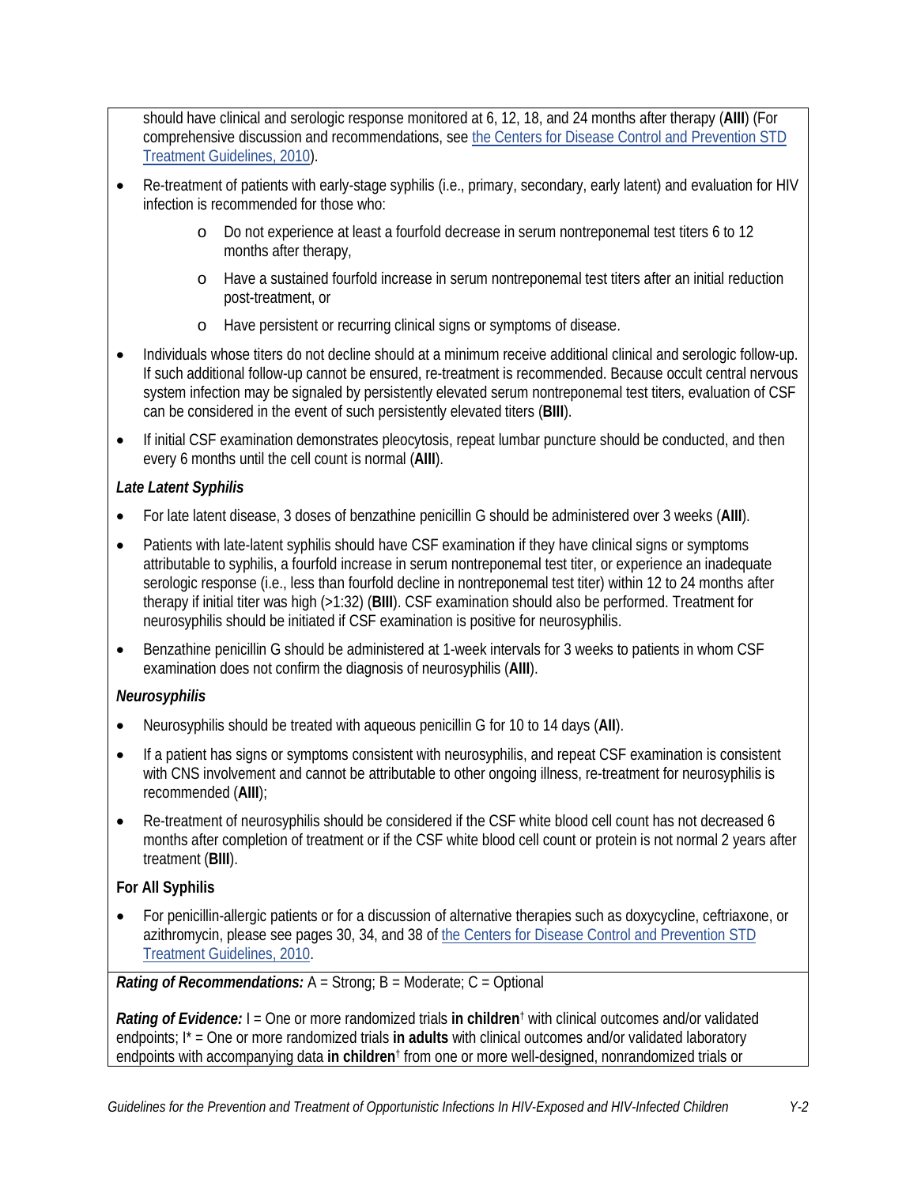should have clinical and serologic response monitored at 6, 12, 18, and 24 months after therapy (**AIII**) (For comprehensive discussion and recommendations, see [the Centers for Disease Control and Prevention STD Treatment Guidelines, 2010](#)).

- Re-treatment of patients with early-stage syphilis (i.e., primary, secondary, early latent) and evaluation for HIV infection is recommended for those who:
  - Do not experience at least a fourfold decrease in serum nontreponemal test titers 6 to 12 months after therapy,
  - Have a sustained fourfold increase in serum nontreponemal test titers after an initial reduction post-treatment, or
  - Have persistent or recurring clinical signs or symptoms of disease.
- Individuals whose titers do not decline should at a minimum receive additional clinical and serologic follow-up. If such additional follow-up cannot be ensured, re-treatment is recommended. Because occult central nervous system infection may be signaled by persistently elevated serum nontreponemal test titers, evaluation of CSF can be considered in the event of such persistently elevated titers (**BIII**).
- If initial CSF examination demonstrates pleocytosis, repeat lumbar puncture should be conducted, and then every 6 months until the cell count is normal (**AIII**).

***Late Latent Syphilis***

- For late latent disease, 3 doses of benzathine penicillin G should be administered over 3 weeks (**AIII**).
- Patients with late-latent syphilis should have CSF examination if they have clinical signs or symptoms attributable to syphilis, a fourfold increase in serum nontreponemal test titer, or experience an inadequate serologic response (i.e., less than fourfold decline in nontreponemal test titer) within 12 to 24 months after therapy if initial titer was high (>1:32) (**BIII**). CSF examination should also be performed. Treatment for neurosyphilis should be initiated if CSF examination is positive for neurosyphilis.
- Benzathine penicillin G should be administered at 1-week intervals for 3 weeks to patients in whom CSF examination does not confirm the diagnosis of neurosyphilis (**AIII**).

***Neurosyphilis***

- Neurosyphilis should be treated with aqueous penicillin G for 10 to 14 days (**AII**).
- If a patient has signs or symptoms consistent with neurosyphilis, and repeat CSF examination is consistent with CNS involvement and cannot be attributable to other ongoing illness, re-treatment for neurosyphilis is recommended (**AIII**);
- Re-treatment of neurosyphilis should be considered if the CSF white blood cell count has not decreased 6 months after completion of treatment or if the CSF white blood cell count or protein is not normal 2 years after treatment (**BIII**).

**For All Syphilis**

- For penicillin-allergic patients or for a discussion of alternative therapies such as doxycycline, ceftriaxone, or azithromycin, please see pages 30, 34, and 38 of [the Centers for Disease Control and Prevention STD Treatment Guidelines, 2010](#).

***Rating of Recommendations:*** A = Strong; B = Moderate; C = Optional

***Rating of Evidence:*** I = One or more randomized trials **in children**[†] with clinical outcomes and/or validated endpoints; I* = One or more randomized trials **in adults** with clinical outcomes and/or validated laboratory endpoints with accompanying data **in children**[†] from one or more well-designed, nonrandomized trials or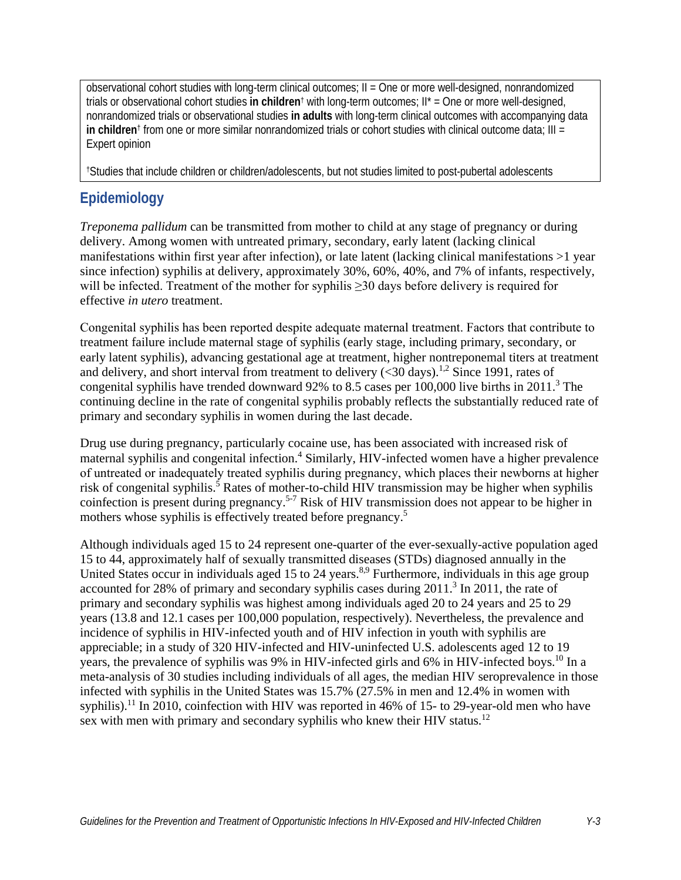observational cohort studies with long-term clinical outcomes; II = One or more well-designed, nonrandomized trials or observational cohort studies **in children**† with long-term outcomes; II* = One or more well-designed, nonrandomized trials or observational studies **in adults** with long-term clinical outcomes with accompanying data **in children**† from one or more similar nonrandomized trials or cohort studies with clinical outcome data; III = Expert opinion

†Studies that include children or children/adolescents, but not studies limited to post-pubertal adolescents

## Epidemiology

*Treponema pallidum* can be transmitted from mother to child at any stage of pregnancy or during delivery. Among women with untreated primary, secondary, early latent (lacking clinical manifestations within first year after infection), or late latent (lacking clinical manifestations >1 year since infection) syphilis at delivery, approximately 30%, 60%, 40%, and 7% of infants, respectively, will be infected. Treatment of the mother for syphilis ≥30 days before delivery is required for effective *in utero* treatment.

Congenital syphilis has been reported despite adequate maternal treatment. Factors that contribute to treatment failure include maternal stage of syphilis (early stage, including primary, secondary, or early latent syphilis), advancing gestational age at treatment, higher nontreponemal titers at treatment and delivery, and short interval from treatment to delivery (<30 days).[1,2] Since 1991, rates of congenital syphilis have trended downward 92% to 8.5 cases per 100,000 live births in 2011.[3] The continuing decline in the rate of congenital syphilis probably reflects the substantially reduced rate of primary and secondary syphilis in women during the last decade.

Drug use during pregnancy, particularly cocaine use, has been associated with increased risk of maternal syphilis and congenital infection.[4] Similarly, HIV-infected women have a higher prevalence of untreated or inadequately treated syphilis during pregnancy, which places their newborns at higher risk of congenital syphilis.[5] Rates of mother-to-child HIV transmission may be higher when syphilis coinfection is present during pregnancy.[5-7] Risk of HIV transmission does not appear to be higher in mothers whose syphilis is effectively treated before pregnancy.[5]

Although individuals aged 15 to 24 represent one-quarter of the ever-sexually-active population aged 15 to 44, approximately half of sexually transmitted diseases (STDs) diagnosed annually in the United States occur in individuals aged 15 to 24 years.[8,9] Furthermore, individuals in this age group accounted for 28% of primary and secondary syphilis cases during 2011.[3] In 2011, the rate of primary and secondary syphilis was highest among individuals aged 20 to 24 years and 25 to 29 years (13.8 and 12.1 cases per 100,000 population, respectively). Nevertheless, the prevalence and incidence of syphilis in HIV-infected youth and of HIV infection in youth with syphilis are appreciable; in a study of 320 HIV-infected and HIV-uninfected U.S. adolescents aged 12 to 19 years, the prevalence of syphilis was 9% in HIV-infected girls and 6% in HIV-infected boys.[10] In a meta-analysis of 30 studies including individuals of all ages, the median HIV seroprevalence in those infected with syphilis in the United States was 15.7% (27.5% in men and 12.4% in women with syphilis).[11] In 2010, coinfection with HIV was reported in 46% of 15- to 29-year-old men who have sex with men with primary and secondary syphilis who knew their HIV status.[12]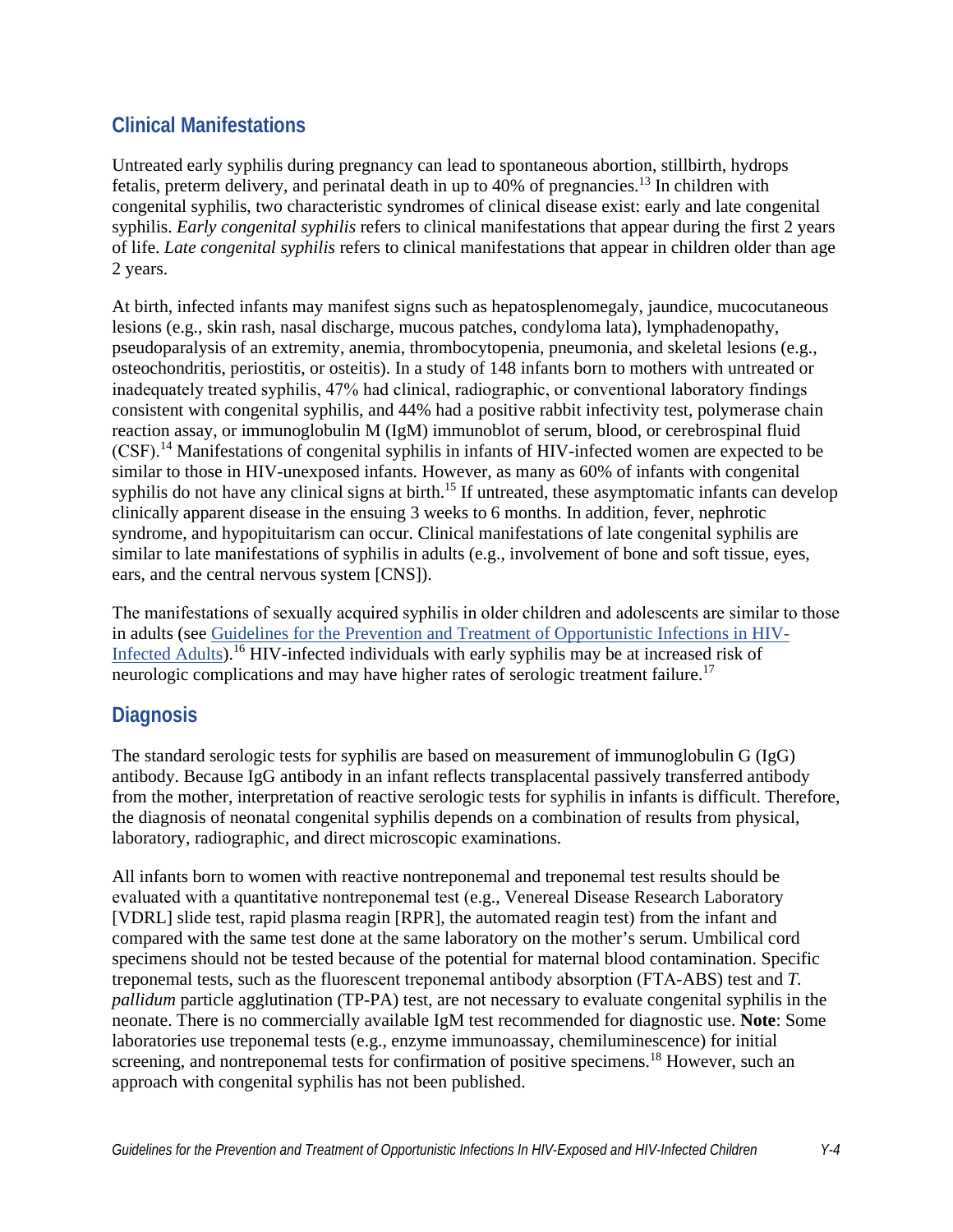## Clinical Manifestations

Untreated early syphilis during pregnancy can lead to spontaneous abortion, stillbirth, hydrops fetalis, preterm delivery, and perinatal death in up to 40% of pregnancies.[13] In children with congenital syphilis, two characteristic syndromes of clinical disease exist: early and late congenital syphilis. *Early congenital syphilis* refers to clinical manifestations that appear during the first 2 years of life. *Late congenital syphilis* refers to clinical manifestations that appear in children older than age 2 years.

At birth, infected infants may manifest signs such as hepatosplenomegaly, jaundice, mucocutaneous lesions (e.g., skin rash, nasal discharge, mucous patches, condyloma lata), lymphadenopathy, pseudoparalysis of an extremity, anemia, thrombocytopenia, pneumonia, and skeletal lesions (e.g., osteochondritis, periostitis, or osteitis). In a study of 148 infants born to mothers with untreated or inadequately treated syphilis, 47% had clinical, radiographic, or conventional laboratory findings consistent with congenital syphilis, and 44% had a positive rabbit infectivity test, polymerase chain reaction assay, or immunoglobulin M (IgM) immunoblot of serum, blood, or cerebrospinal fluid (CSF).[14] Manifestations of congenital syphilis in infants of HIV-infected women are expected to be similar to those in HIV-unexposed infants. However, as many as 60% of infants with congenital syphilis do not have any clinical signs at birth.[15] If untreated, these asymptomatic infants can develop clinically apparent disease in the ensuing 3 weeks to 6 months. In addition, fever, nephrotic syndrome, and hypopituitarism can occur. Clinical manifestations of late congenital syphilis are similar to late manifestations of syphilis in adults (e.g., involvement of bone and soft tissue, eyes, ears, and the central nervous system [CNS]).

The manifestations of sexually acquired syphilis in older children and adolescents are similar to those in adults (see [Guidelines for the Prevention and Treatment of Opportunistic Infections in HIV-Infected Adults]).[16] HIV-infected individuals with early syphilis may be at increased risk of neurologic complications and may have higher rates of serologic treatment failure.[17]

## Diagnosis

The standard serologic tests for syphilis are based on measurement of immunoglobulin G (IgG) antibody. Because IgG antibody in an infant reflects transplacental passively transferred antibody from the mother, interpretation of reactive serologic tests for syphilis in infants is difficult. Therefore, the diagnosis of neonatal congenital syphilis depends on a combination of results from physical, laboratory, radiographic, and direct microscopic examinations.

All infants born to women with reactive nontreponemal and treponemal test results should be evaluated with a quantitative nontreponemal test (e.g., Venereal Disease Research Laboratory [VDRL] slide test, rapid plasma reagin [RPR], the automated reagin test) from the infant and compared with the same test done at the same laboratory on the mother's serum. Umbilical cord specimens should not be tested because of the potential for maternal blood contamination. Specific treponemal tests, such as the fluorescent treponemal antibody absorption (FTA-ABS) test and *T. pallidum* particle agglutination (TP-PA) test, are not necessary to evaluate congenital syphilis in the neonate. There is no commercially available IgM test recommended for diagnostic use. **Note**: Some laboratories use treponemal tests (e.g., enzyme immunoassay, chemiluminescence) for initial screening, and nontreponemal tests for confirmation of positive specimens.[18] However, such an approach with congenital syphilis has not been published.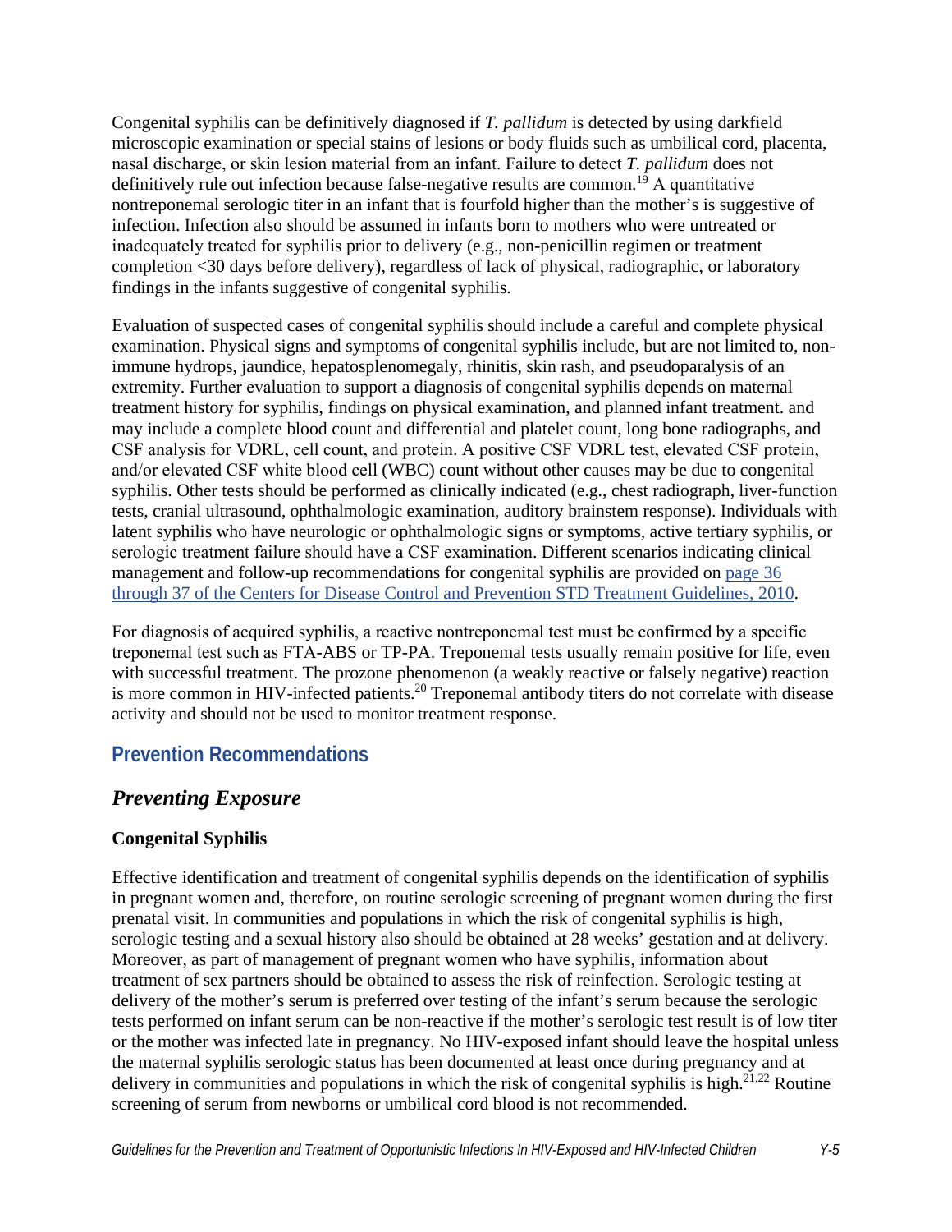Congenital syphilis can be definitively diagnosed if *T. pallidum* is detected by using darkfield microscopic examination or special stains of lesions or body fluids such as umbilical cord, placenta, nasal discharge, or skin lesion material from an infant. Failure to detect *T. pallidum* does not definitively rule out infection because false-negative results are common.[19] A quantitative nontreponemal serologic titer in an infant that is fourfold higher than the mother's is suggestive of infection. Infection also should be assumed in infants born to mothers who were untreated or inadequately treated for syphilis prior to delivery (e.g., non-penicillin regimen or treatment completion <30 days before delivery), regardless of lack of physical, radiographic, or laboratory findings in the infants suggestive of congenital syphilis.

Evaluation of suspected cases of congenital syphilis should include a careful and complete physical examination. Physical signs and symptoms of congenital syphilis include, but are not limited to, non-immune hydrops, jaundice, hepatosplenomegaly, rhinitis, skin rash, and pseudoparalysis of an extremity. Further evaluation to support a diagnosis of congenital syphilis depends on maternal treatment history for syphilis, findings on physical examination, and planned infant treatment. and may include a complete blood count and differential and platelet count, long bone radiographs, and CSF analysis for VDRL, cell count, and protein. A positive CSF VDRL test, elevated CSF protein, and/or elevated CSF white blood cell (WBC) count without other causes may be due to congenital syphilis. Other tests should be performed as clinically indicated (e.g., chest radiograph, liver-function tests, cranial ultrasound, ophthalmologic examination, auditory brainstem response). Individuals with latent syphilis who have neurologic or ophthalmologic signs or symptoms, active tertiary syphilis, or serologic treatment failure should have a CSF examination. Different scenarios indicating clinical management and follow-up recommendations for congenital syphilis are provided on page 36 through 37 of the Centers for Disease Control and Prevention STD Treatment Guidelines, 2010.

For diagnosis of acquired syphilis, a reactive nontreponemal test must be confirmed by a specific treponemal test such as FTA-ABS or TP-PA. Treponemal tests usually remain positive for life, even with successful treatment. The prozone phenomenon (a weakly reactive or falsely negative) reaction is more common in HIV-infected patients.[20] Treponemal antibody titers do not correlate with disease activity and should not be used to monitor treatment response.

## Prevention Recommendations

### *Preventing Exposure*

#### Congenital Syphilis

Effective identification and treatment of congenital syphilis depends on the identification of syphilis in pregnant women and, therefore, on routine serologic screening of pregnant women during the first prenatal visit. In communities and populations in which the risk of congenital syphilis is high, serologic testing and a sexual history also should be obtained at 28 weeks' gestation and at delivery. Moreover, as part of management of pregnant women who have syphilis, information about treatment of sex partners should be obtained to assess the risk of reinfection. Serologic testing at delivery of the mother's serum is preferred over testing of the infant's serum because the serologic tests performed on infant serum can be non-reactive if the mother's serologic test result is of low titer or the mother was infected late in pregnancy. No HIV-exposed infant should leave the hospital unless the maternal syphilis serologic status has been documented at least once during pregnancy and at delivery in communities and populations in which the risk of congenital syphilis is high.[21,22] Routine screening of serum from newborns or umbilical cord blood is not recommended.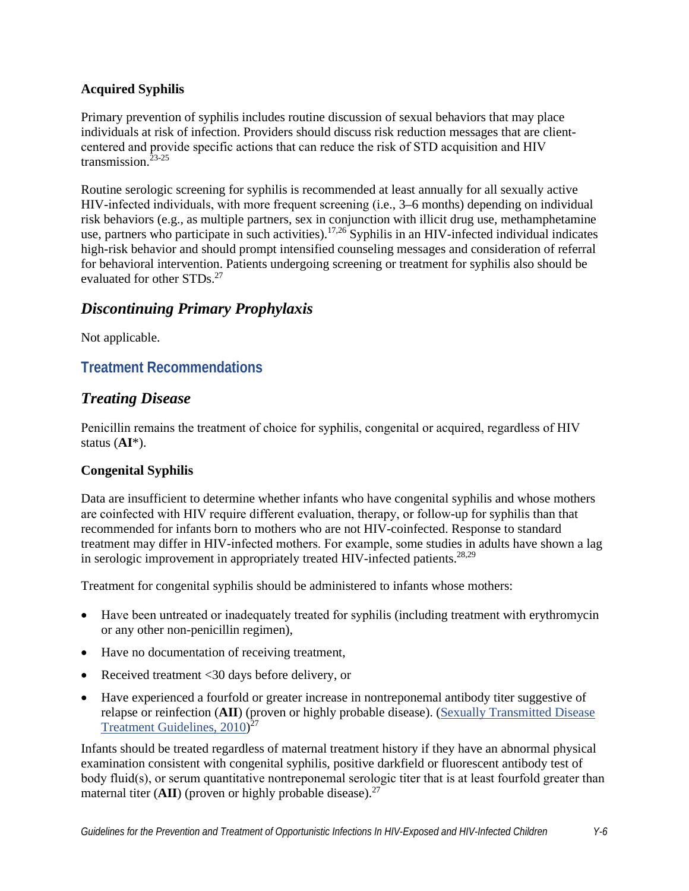### Acquired Syphilis

Primary prevention of syphilis includes routine discussion of sexual behaviors that may place individuals at risk of infection. Providers should discuss risk reduction messages that are client-centered and provide specific actions that can reduce the risk of STD acquisition and HIV transmission.[23-25]

Routine serologic screening for syphilis is recommended at least annually for all sexually active HIV-infected individuals, with more frequent screening (i.e., 3–6 months) depending on individual risk behaviors (e.g., as multiple partners, sex in conjunction with illicit drug use, methamphetamine use, partners who participate in such activities).[17,26] Syphilis in an HIV-infected individual indicates high-risk behavior and should prompt intensified counseling messages and consideration of referral for behavioral intervention. Patients undergoing screening or treatment for syphilis also should be evaluated for other STDs.[27]

## *Discontinuing Primary Prophylaxis*

Not applicable.

## Treatment Recommendations

## *Treating Disease*

Penicillin remains the treatment of choice for syphilis, congenital or acquired, regardless of HIV status (**AI***).

### Congenital Syphilis

Data are insufficient to determine whether infants who have congenital syphilis and whose mothers are coinfected with HIV require different evaluation, therapy, or follow-up for syphilis than that recommended for infants born to mothers who are not HIV-coinfected. Response to standard treatment may differ in HIV-infected mothers. For example, some studies in adults have shown a lag in serologic improvement in appropriately treated HIV-infected patients.[28,29]

Treatment for congenital syphilis should be administered to infants whose mothers:

- Have been untreated or inadequately treated for syphilis (including treatment with erythromycin or any other non-penicillin regimen),
- Have no documentation of receiving treatment,
- Received treatment <30 days before delivery, or
- Have experienced a fourfold or greater increase in nontreponemal antibody titer suggestive of relapse or reinfection (**AII**) (proven or highly probable disease). (Sexually Transmitted Disease Treatment Guidelines, 2010)[27]

Infants should be treated regardless of maternal treatment history if they have an abnormal physical examination consistent with congenital syphilis, positive darkfield or fluorescent antibody test of body fluid(s), or serum quantitative nontreponemal serologic titer that is at least fourfold greater than maternal titer (**AII**) (proven or highly probable disease).[27]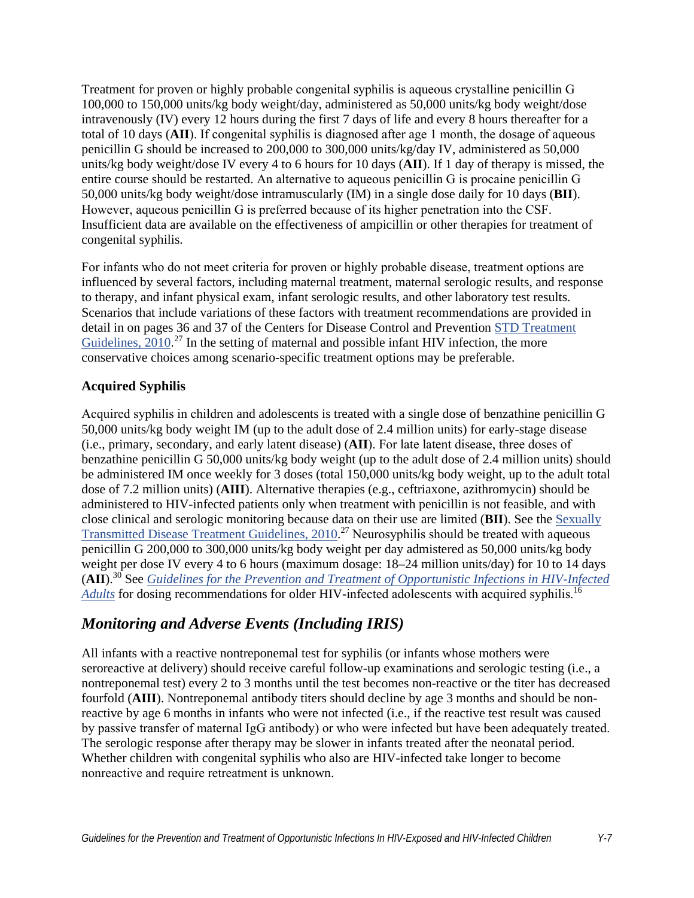Treatment for proven or highly probable congenital syphilis is aqueous crystalline penicillin G 100,000 to 150,000 units/kg body weight/day, administered as 50,000 units/kg body weight/dose intravenously (IV) every 12 hours during the first 7 days of life and every 8 hours thereafter for a total of 10 days (**AII**). If congenital syphilis is diagnosed after age 1 month, the dosage of aqueous penicillin G should be increased to 200,000 to 300,000 units/kg/day IV, administered as 50,000 units/kg body weight/dose IV every 4 to 6 hours for 10 days (**AII**). If 1 day of therapy is missed, the entire course should be restarted. An alternative to aqueous penicillin G is procaine penicillin G 50,000 units/kg body weight/dose intramuscularly (IM) in a single dose daily for 10 days (**BII**). However, aqueous penicillin G is preferred because of its higher penetration into the CSF. Insufficient data are available on the effectiveness of ampicillin or other therapies for treatment of congenital syphilis.

For infants who do not meet criteria for proven or highly probable disease, treatment options are influenced by several factors, including maternal treatment, maternal serologic results, and response to therapy, and infant physical exam, infant serologic results, and other laboratory test results. Scenarios that include variations of these factors with treatment recommendations are provided in detail in on pages 36 and 37 of the Centers for Disease Control and Prevention STD Treatment Guidelines, 2010.[27] In the setting of maternal and possible infant HIV infection, the more conservative choices among scenario-specific treatment options may be preferable.

### Acquired Syphilis

Acquired syphilis in children and adolescents is treated with a single dose of benzathine penicillin G 50,000 units/kg body weight IM (up to the adult dose of 2.4 million units) for early-stage disease (i.e., primary, secondary, and early latent disease) (**AII**). For late latent disease, three doses of benzathine penicillin G 50,000 units/kg body weight (up to the adult dose of 2.4 million units) should be administered IM once weekly for 3 doses (total 150,000 units/kg body weight, up to the adult total dose of 7.2 million units) (**AIII**). Alternative therapies (e.g., ceftriaxone, azithromycin) should be administered to HIV-infected patients only when treatment with penicillin is not feasible, and with close clinical and serologic monitoring because data on their use are limited (**BII**). See the Sexually Transmitted Disease Treatment Guidelines, 2010.[27] Neurosyphilis should be treated with aqueous penicillin G 200,000 to 300,000 units/kg body weight per day admistered as 50,000 units/kg body weight per dose IV every 4 to 6 hours (maximum dosage: 18–24 million units/day) for 10 to 14 days (**AII**).[30] See *Guidelines for the Prevention and Treatment of Opportunistic Infections in HIV-Infected Adults* for dosing recommendations for older HIV-infected adolescents with acquired syphilis.[16]

## *Monitoring and Adverse Events (Including IRIS)*

All infants with a reactive nontreponemal test for syphilis (or infants whose mothers were seroreactive at delivery) should receive careful follow-up examinations and serologic testing (i.e., a nontreponemal test) every 2 to 3 months until the test becomes non-reactive or the titer has decreased fourfold (**AIII**). Nontreponemal antibody titers should decline by age 3 months and should be non-reactive by age 6 months in infants who were not infected (i.e., if the reactive test result was caused by passive transfer of maternal IgG antibody) or who were infected but have been adequately treated. The serologic response after therapy may be slower in infants treated after the neonatal period. Whether children with congenital syphilis who also are HIV-infected take longer to become nonreactive and require retreatment is unknown.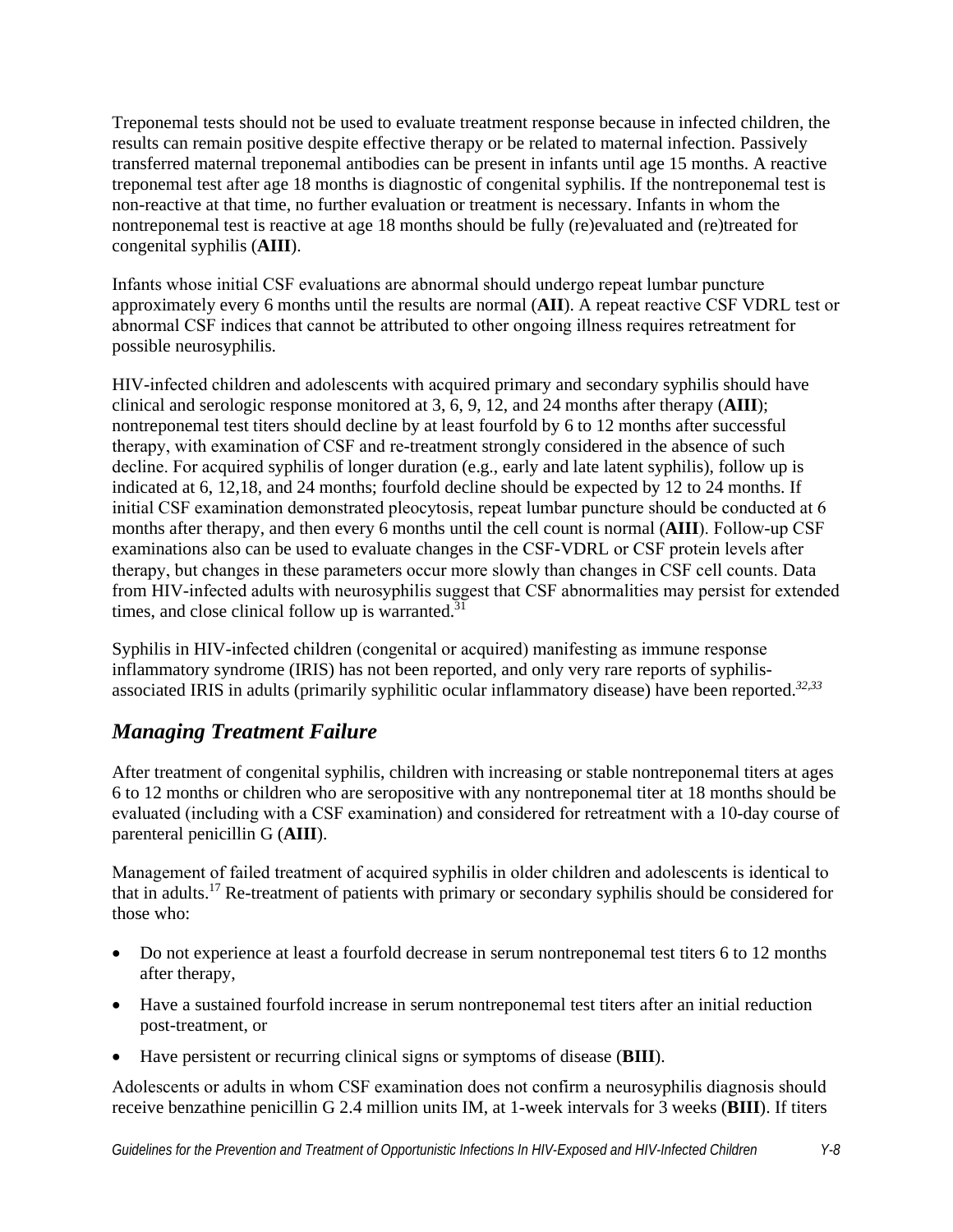Treponemal tests should not be used to evaluate treatment response because in infected children, the results can remain positive despite effective therapy or be related to maternal infection. Passively transferred maternal treponemal antibodies can be present in infants until age 15 months. A reactive treponemal test after age 18 months is diagnostic of congenital syphilis. If the nontreponemal test is non-reactive at that time, no further evaluation or treatment is necessary. Infants in whom the nontreponemal test is reactive at age 18 months should be fully (re)evaluated and (re)treated for congenital syphilis (**AIII**).

Infants whose initial CSF evaluations are abnormal should undergo repeat lumbar puncture approximately every 6 months until the results are normal (**AII**). A repeat reactive CSF VDRL test or abnormal CSF indices that cannot be attributed to other ongoing illness requires retreatment for possible neurosyphilis.

HIV-infected children and adolescents with acquired primary and secondary syphilis should have clinical and serologic response monitored at 3, 6, 9, 12, and 24 months after therapy (**AIII**); nontreponemal test titers should decline by at least fourfold by 6 to 12 months after successful therapy, with examination of CSF and re-treatment strongly considered in the absence of such decline. For acquired syphilis of longer duration (e.g., early and late latent syphilis), follow up is indicated at 6, 12,18, and 24 months; fourfold decline should be expected by 12 to 24 months. If initial CSF examination demonstrated pleocytosis, repeat lumbar puncture should be conducted at 6 months after therapy, and then every 6 months until the cell count is normal (**AIII**). Follow-up CSF examinations also can be used to evaluate changes in the CSF-VDRL or CSF protein levels after therapy, but changes in these parameters occur more slowly than changes in CSF cell counts. Data from HIV-infected adults with neurosyphilis suggest that CSF abnormalities may persist for extended times, and close clinical follow up is warranted.[31]

Syphilis in HIV-infected children (congenital or acquired) manifesting as immune response inflammatory syndrome (IRIS) has not been reported, and only very rare reports of syphilis-associated IRIS in adults (primarily syphilitic ocular inflammatory disease) have been reported.[32,33]

## *Managing Treatment Failure*

After treatment of congenital syphilis, children with increasing or stable nontreponemal titers at ages 6 to 12 months or children who are seropositive with any nontreponemal titer at 18 months should be evaluated (including with a CSF examination) and considered for retreatment with a 10-day course of parenteral penicillin G (**AIII**).

Management of failed treatment of acquired syphilis in older children and adolescents is identical to that in adults.[17] Re-treatment of patients with primary or secondary syphilis should be considered for those who:

- Do not experience at least a fourfold decrease in serum nontreponemal test titers 6 to 12 months after therapy,
- Have a sustained fourfold increase in serum nontreponemal test titers after an initial reduction post-treatment, or
- Have persistent or recurring clinical signs or symptoms of disease (**BIII**).

Adolescents or adults in whom CSF examination does not confirm a neurosyphilis diagnosis should receive benzathine penicillin G 2.4 million units IM, at 1-week intervals for 3 weeks (**BIII**). If titers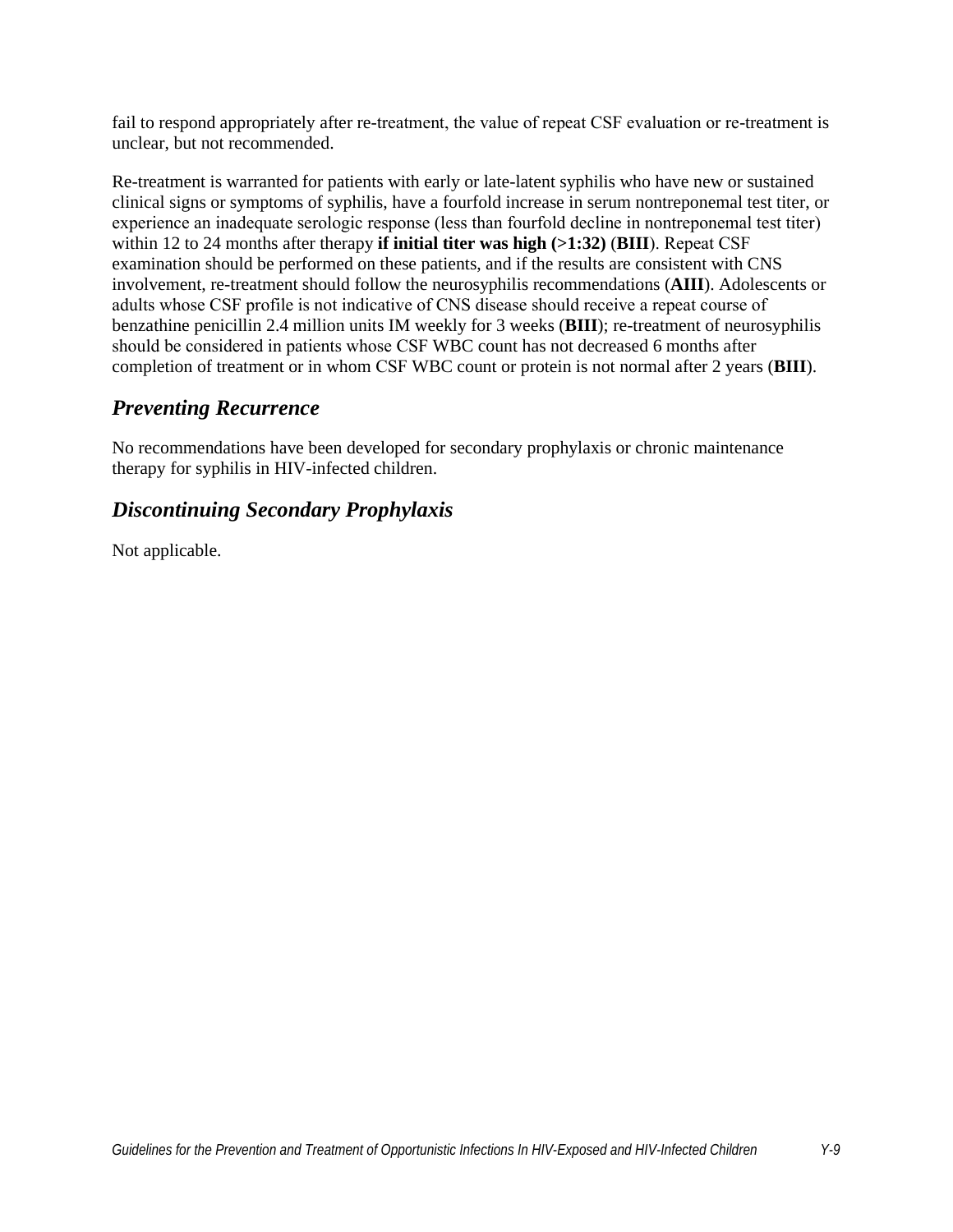fail to respond appropriately after re-treatment, the value of repeat CSF evaluation or re-treatment is unclear, but not recommended.

Re-treatment is warranted for patients with early or late-latent syphilis who have new or sustained clinical signs or symptoms of syphilis, have a fourfold increase in serum nontreponemal test titer, or experience an inadequate serologic response (less than fourfold decline in nontreponemal test titer) within 12 to 24 months after therapy **if initial titer was high (>1:32)** (**BIII**). Repeat CSF examination should be performed on these patients, and if the results are consistent with CNS involvement, re-treatment should follow the neurosyphilis recommendations (**AIII**). Adolescents or adults whose CSF profile is not indicative of CNS disease should receive a repeat course of benzathine penicillin 2.4 million units IM weekly for 3 weeks (**BIII**); re-treatment of neurosyphilis should be considered in patients whose CSF WBC count has not decreased 6 months after completion of treatment or in whom CSF WBC count or protein is not normal after 2 years (**BIII**).

## *Preventing Recurrence*

No recommendations have been developed for secondary prophylaxis or chronic maintenance therapy for syphilis in HIV-infected children.

## *Discontinuing Secondary Prophylaxis*

Not applicable.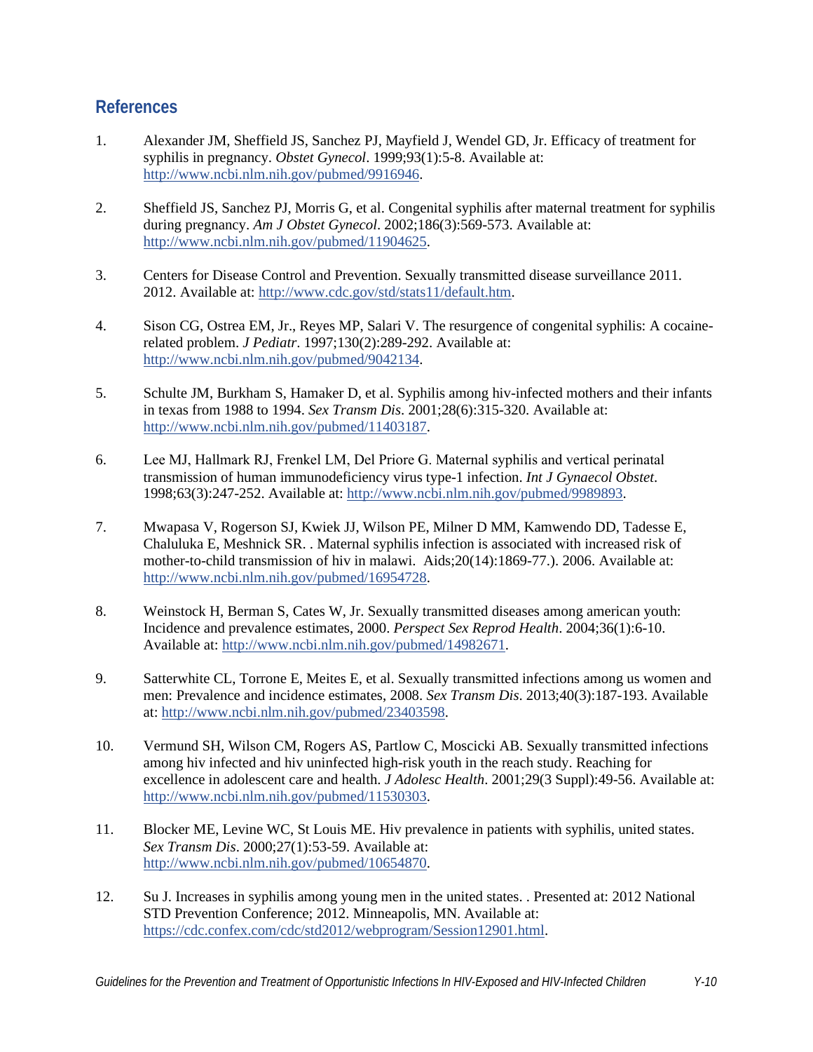## References

1. Alexander JM, Sheffield JS, Sanchez PJ, Mayfield J, Wendel GD, Jr. Efficacy of treatment for syphilis in pregnancy. *Obstet Gynecol*. 1999;93(1):5-8. Available at: http://www.ncbi.nlm.nih.gov/pubmed/9916946.

2. Sheffield JS, Sanchez PJ, Morris G, et al. Congenital syphilis after maternal treatment for syphilis during pregnancy. *Am J Obstet Gynecol*. 2002;186(3):569-573. Available at: http://www.ncbi.nlm.nih.gov/pubmed/11904625.

3. Centers for Disease Control and Prevention. Sexually transmitted disease surveillance 2011. 2012. Available at: http://www.cdc.gov/std/stats11/default.htm.

4. Sison CG, Ostrea EM, Jr., Reyes MP, Salari V. The resurgence of congenital syphilis: A cocaine-related problem. *J Pediatr*. 1997;130(2):289-292. Available at: http://www.ncbi.nlm.nih.gov/pubmed/9042134.

5. Schulte JM, Burkham S, Hamaker D, et al. Syphilis among hiv-infected mothers and their infants in texas from 1988 to 1994. *Sex Transm Dis*. 2001;28(6):315-320. Available at: http://www.ncbi.nlm.nih.gov/pubmed/11403187.

6. Lee MJ, Hallmark RJ, Frenkel LM, Del Priore G. Maternal syphilis and vertical perinatal transmission of human immunodeficiency virus type-1 infection. *Int J Gynaecol Obstet*. 1998;63(3):247-252. Available at: http://www.ncbi.nlm.nih.gov/pubmed/9989893.

7. Mwapasa V, Rogerson SJ, Kwiek JJ, Wilson PE, Milner D MM, Kamwendo DD, Tadesse E, Chaluluka E, Meshnick SR. . Maternal syphilis infection is associated with increased risk of mother-to-child transmission of hiv in malawi. Aids;20(14):1869-77.). 2006. Available at: http://www.ncbi.nlm.nih.gov/pubmed/16954728.

8. Weinstock H, Berman S, Cates W, Jr. Sexually transmitted diseases among american youth: Incidence and prevalence estimates, 2000. *Perspect Sex Reprod Health*. 2004;36(1):6-10. Available at: http://www.ncbi.nlm.nih.gov/pubmed/14982671.

9. Satterwhite CL, Torrone E, Meites E, et al. Sexually transmitted infections among us women and men: Prevalence and incidence estimates, 2008. *Sex Transm Dis*. 2013;40(3):187-193. Available at: http://www.ncbi.nlm.nih.gov/pubmed/23403598.

10. Vermund SH, Wilson CM, Rogers AS, Partlow C, Moscicki AB. Sexually transmitted infections among hiv infected and hiv uninfected high-risk youth in the reach study. Reaching for excellence in adolescent care and health. *J Adolesc Health*. 2001;29(3 Suppl):49-56. Available at: http://www.ncbi.nlm.nih.gov/pubmed/11530303.

11. Blocker ME, Levine WC, St Louis ME. Hiv prevalence in patients with syphilis, united states. *Sex Transm Dis*. 2000;27(1):53-59. Available at: http://www.ncbi.nlm.nih.gov/pubmed/10654870.

12. Su J. Increases in syphilis among young men in the united states. . Presented at: 2012 National STD Prevention Conference; 2012. Minneapolis, MN. Available at: https://cdc.confex.com/cdc/std2012/webprogram/Session12901.html.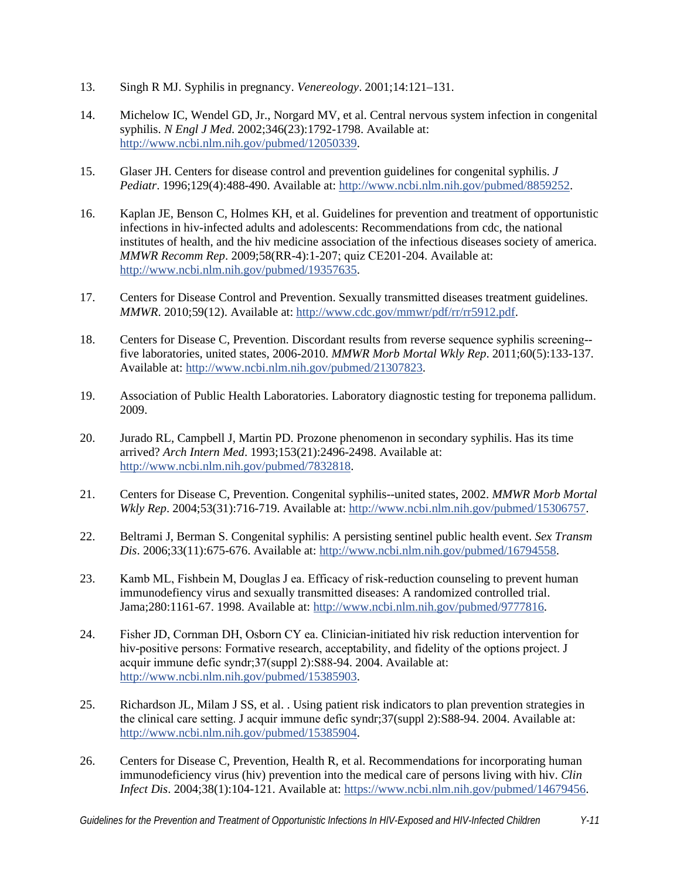13. Singh R MJ. Syphilis in pregnancy. *Venereology*. 2001;14:121–131.

14. Michelow IC, Wendel GD, Jr., Norgard MV, et al. Central nervous system infection in congenital syphilis. *N Engl J Med*. 2002;346(23):1792-1798. Available at: http://www.ncbi.nlm.nih.gov/pubmed/12050339.

15. Glaser JH. Centers for disease control and prevention guidelines for congenital syphilis. *J Pediatr*. 1996;129(4):488-490. Available at: http://www.ncbi.nlm.nih.gov/pubmed/8859252.

16. Kaplan JE, Benson C, Holmes KH, et al. Guidelines for prevention and treatment of opportunistic infections in hiv-infected adults and adolescents: Recommendations from cdc, the national institutes of health, and the hiv medicine association of the infectious diseases society of america. *MMWR Recomm Rep*. 2009;58(RR-4):1-207; quiz CE201-204. Available at: http://www.ncbi.nlm.nih.gov/pubmed/19357635.

17. Centers for Disease Control and Prevention. Sexually transmitted diseases treatment guidelines. *MMWR*. 2010;59(12). Available at: http://www.cdc.gov/mmwr/pdf/rr/rr5912.pdf.

18. Centers for Disease C, Prevention. Discordant results from reverse sequence syphilis screening--five laboratories, united states, 2006-2010. *MMWR Morb Mortal Wkly Rep*. 2011;60(5):133-137. Available at: http://www.ncbi.nlm.nih.gov/pubmed/21307823.

19. Association of Public Health Laboratories. Laboratory diagnostic testing for treponema pallidum. 2009.

20. Jurado RL, Campbell J, Martin PD. Prozone phenomenon in secondary syphilis. Has its time arrived? *Arch Intern Med*. 1993;153(21):2496-2498. Available at: http://www.ncbi.nlm.nih.gov/pubmed/7832818.

21. Centers for Disease C, Prevention. Congenital syphilis--united states, 2002. *MMWR Morb Mortal Wkly Rep*. 2004;53(31):716-719. Available at: http://www.ncbi.nlm.nih.gov/pubmed/15306757.

22. Beltrami J, Berman S. Congenital syphilis: A persisting sentinel public health event. *Sex Transm Dis*. 2006;33(11):675-676. Available at: http://www.ncbi.nlm.nih.gov/pubmed/16794558.

23. Kamb ML, Fishbein M, Douglas J ea. Efficacy of risk-reduction counseling to prevent human immunodefiency virus and sexually transmitted diseases: A randomized controlled trial. Jama;280:1161-67. 1998. Available at: http://www.ncbi.nlm.nih.gov/pubmed/9777816.

24. Fisher JD, Cornman DH, Osborn CY ea. Clinician-initiated hiv risk reduction intervention for hiv-positive persons: Formative research, acceptability, and fidelity of the options project. J acquir immune defic syndr;37(suppl 2):S88-94. 2004. Available at: http://www.ncbi.nlm.nih.gov/pubmed/15385903.

25. Richardson JL, Milam J SS, et al. . Using patient risk indicators to plan prevention strategies in the clinical care setting. J acquir immune defic syndr;37(suppl 2):S88-94. 2004. Available at: http://www.ncbi.nlm.nih.gov/pubmed/15385904.

26. Centers for Disease C, Prevention, Health R, et al. Recommendations for incorporating human immunodeficiency virus (hiv) prevention into the medical care of persons living with hiv. *Clin Infect Dis*. 2004;38(1):104-121. Available at: https://www.ncbi.nlm.nih.gov/pubmed/14679456.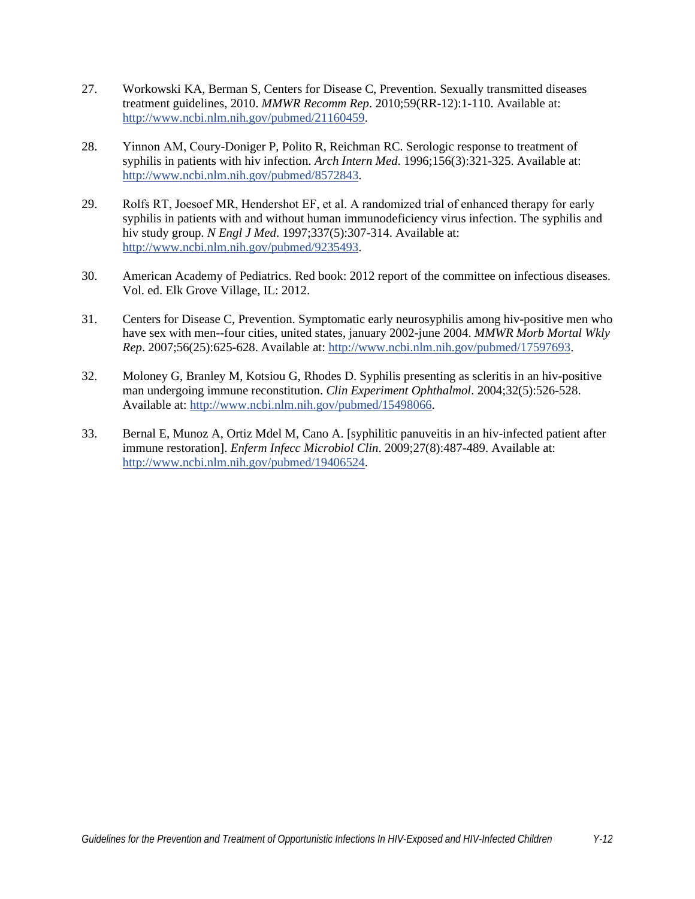27. Workowski KA, Berman S, Centers for Disease C, Prevention. Sexually transmitted diseases treatment guidelines, 2010. *MMWR Recomm Rep*. 2010;59(RR-12):1-110. Available at: http://www.ncbi.nlm.nih.gov/pubmed/21160459.

28. Yinnon AM, Coury-Doniger P, Polito R, Reichman RC. Serologic response to treatment of syphilis in patients with hiv infection. *Arch Intern Med*. 1996;156(3):321-325. Available at: http://www.ncbi.nlm.nih.gov/pubmed/8572843.

29. Rolfs RT, Joesoef MR, Hendershot EF, et al. A randomized trial of enhanced therapy for early syphilis in patients with and without human immunodeficiency virus infection. The syphilis and hiv study group. *N Engl J Med*. 1997;337(5):307-314. Available at: http://www.ncbi.nlm.nih.gov/pubmed/9235493.

30. American Academy of Pediatrics. Red book: 2012 report of the committee on infectious diseases. Vol. ed. Elk Grove Village, IL: 2012.

31. Centers for Disease C, Prevention. Symptomatic early neurosyphilis among hiv-positive men who have sex with men--four cities, united states, january 2002-june 2004. *MMWR Morb Mortal Wkly Rep*. 2007;56(25):625-628. Available at: http://www.ncbi.nlm.nih.gov/pubmed/17597693.

32. Moloney G, Branley M, Kotsiou G, Rhodes D. Syphilis presenting as scleritis in an hiv-positive man undergoing immune reconstitution. *Clin Experiment Ophthalmol*. 2004;32(5):526-528. Available at: http://www.ncbi.nlm.nih.gov/pubmed/15498066.

33. Bernal E, Munoz A, Ortiz Mdel M, Cano A. [syphilitic panuveitis in an hiv-infected patient after immune restoration]. *Enferm Infecc Microbiol Clin*. 2009;27(8):487-489. Available at: http://www.ncbi.nlm.nih.gov/pubmed/19406524.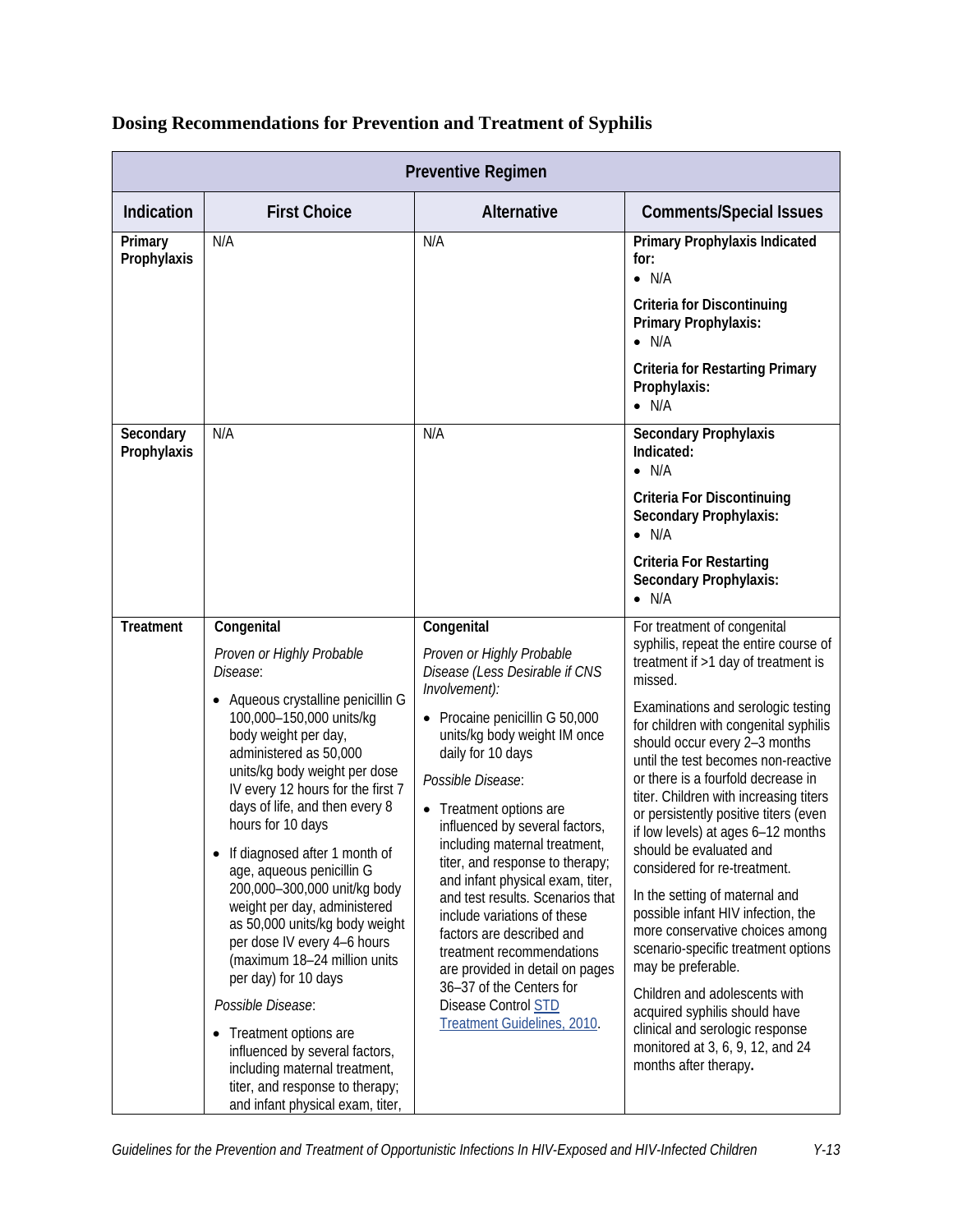## Dosing Recommendations for Prevention and Treatment of Syphilis

| Preventive Regimen | | | |
|---|---|---|---|
| **Indication** | **First Choice** | **Alternative** | **Comments/Special Issues** |
| **Primary Prophylaxis** | N/A | N/A | **Primary Prophylaxis Indicated for:**<br>• N/A<br>**Criteria for Discontinuing Primary Prophylaxis:**<br>• N/A<br>**Criteria for Restarting Primary Prophylaxis:**<br>• N/A |
| **Secondary Prophylaxis** | N/A | N/A | **Secondary Prophylaxis Indicated:**<br>• N/A<br>**Criteria For Discontinuing Secondary Prophylaxis:**<br>• N/A<br>**Criteria For Restarting Secondary Prophylaxis:**<br>• N/A |
| **Treatment** | **Congenital**<br>*Proven or Highly Probable Disease*:<br>• Aqueous crystalline penicillin G 100,000–150,000 units/kg body weight per day, administered as 50,000 units/kg body weight per dose IV every 12 hours for the first 7 days of life, and then every 8 hours for 10 days<br>• If diagnosed after 1 month of age, aqueous penicillin G 200,000–300,000 unit/kg body weight per day, administered as 50,000 units/kg body weight per dose IV every 4–6 hours (maximum 18–24 million units per day) for 10 days<br>*Possible Disease*:<br>• Treatment options are influenced by several factors, including maternal treatment, titer, and response to therapy; and infant physical exam, titer, | **Congenital**<br>*Proven or Highly Probable Disease (Less Desirable if CNS Involvement):*<br>• Procaine penicillin G 50,000 units/kg body weight IM once daily for 10 days<br>*Possible Disease*:<br>• Treatment options are influenced by several factors, including maternal treatment, titer, and response to therapy; and infant physical exam, titer, and test results. Scenarios that include variations of these factors are described and treatment recommendations are provided in detail on pages 36–37 of the Centers for Disease Control STD Treatment Guidelines, 2010. | For treatment of congenital syphilis, repeat the entire course of treatment if >1 day of treatment is missed.<br>Examinations and serologic testing for children with congenital syphilis should occur every 2–3 months until the test becomes non-reactive or there is a fourfold decrease in titer. Children with increasing titers or persistently positive titers (even if low levels) at ages 6–12 months should be evaluated and considered for re-treatment.<br>In the setting of maternal and possible infant HIV infection, the more conservative choices among scenario-specific treatment options may be preferable.<br>Children and adolescents with acquired syphilis should have clinical and serologic response monitored at 3, 6, 9, 12, and 24 months after therapy**.** |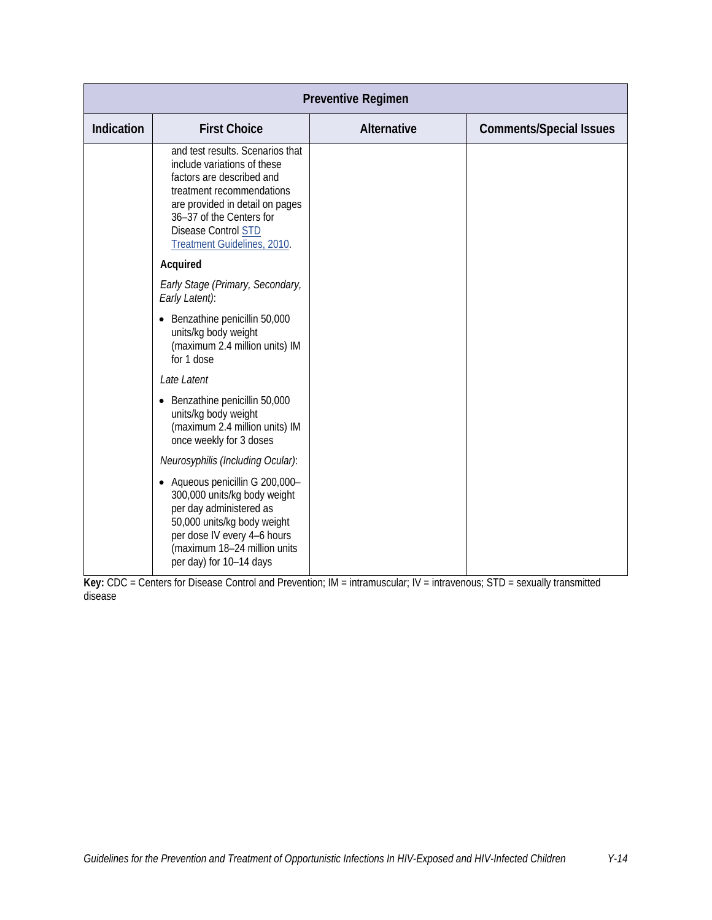| Preventive Regimen | | | |
|---|---|---|---|
| **Indication** | **First Choice** | **Alternative** | **Comments/Special Issues** |
| | and test results. Scenarios that include variations of these factors are described and treatment recommendations are provided in detail on pages 36–37 of the Centers for Disease Control STD Treatment Guidelines, 2010.<br><br>**Acquired**<br><br>*Early Stage (Primary, Secondary, Early Latent)*:<br><br>• Benzathine penicillin 50,000 units/kg body weight (maximum 2.4 million units) IM for 1 dose<br><br>*Late Latent*<br><br>• Benzathine penicillin 50,000 units/kg body weight (maximum 2.4 million units) IM once weekly for 3 doses<br><br>*Neurosyphilis (Including Ocular)*:<br><br>• Aqueous penicillin G 200,000–300,000 units/kg body weight per day administered as 50,000 units/kg body weight per dose IV every 4–6 hours (maximum 18–24 million units per day) for 10–14 days | | |

**Key:** CDC = Centers for Disease Control and Prevention; IM = intramuscular; IV = intravenous; STD = sexually transmitted disease